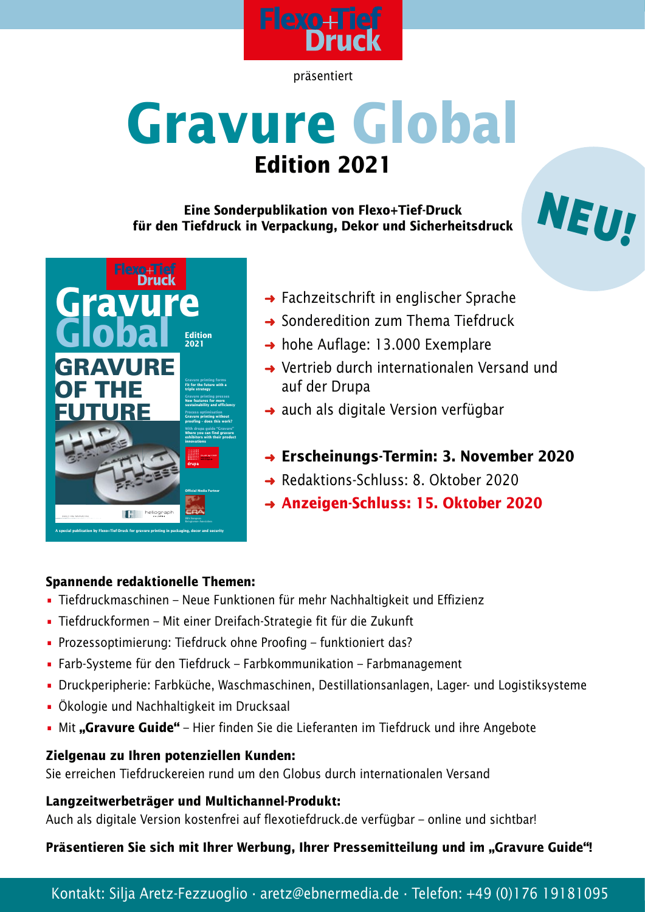Flexo+Tief Druck

präsentiert

# Gravure Global
## Edition 2021

**Eine Sonderpublikation von Flexo+Tief-Druck für den Tiefdruck in Verpackung, Dekor und Sicherheitsdruck**

NEU!

- Fachzeitschrift in englischer Sprache
- Sonderedition zum Thema Tiefdruck
- hohe Auflage: 13.000 Exemplare
- Vertrieb durch internationalen Versand und auf der Drupa
- auch als digitale Version verfügbar

- **Erscheinungs-Termin: 3. November 2020**
- Redaktions-Schluss: 8. Oktober 2020
- **Anzeigen-Schluss: 15. Oktober 2020**

**Spannende redaktionelle Themen:**

- Tiefdruckmaschinen – Neue Funktionen für mehr Nachhaltigkeit und Effizienz
- Tiefdruckformen – Mit einer Dreifach-Strategie fit für die Zukunft
- Prozessoptimierung: Tiefdruck ohne Proofing – funktioniert das?
- Farb-Systeme für den Tiefdruck – Farbkommunikation – Farbmanagement
- Druckperipherie: Farbküche, Waschmaschinen, Destillationsanlagen, Lager- und Logistiksysteme
- Ökologie und Nachhaltigkeit im Drucksaal
- Mit **„Gravure Guide"** – Hier finden Sie die Lieferanten im Tiefdruck und ihre Angebote

**Zielgenau zu Ihren potenziellen Kunden:**
Sie erreichen Tiefdruckereien rund um den Globus durch internationalen Versand

**Langzeitwerbeträger und Multichannel-Produkt:**
Auch als digitale Version kostenfrei auf flexotiefdruck.de verfügbar – online und sichtbar!

**Präsentieren Sie sich mit Ihrer Werbung, Ihrer Pressemitteilung und im „Gravure Guide"!**

Kontakt: Silja Aretz-Fezzuoglio · aretz@ebnermedia.de · Telefon: +49 (0)176 19181095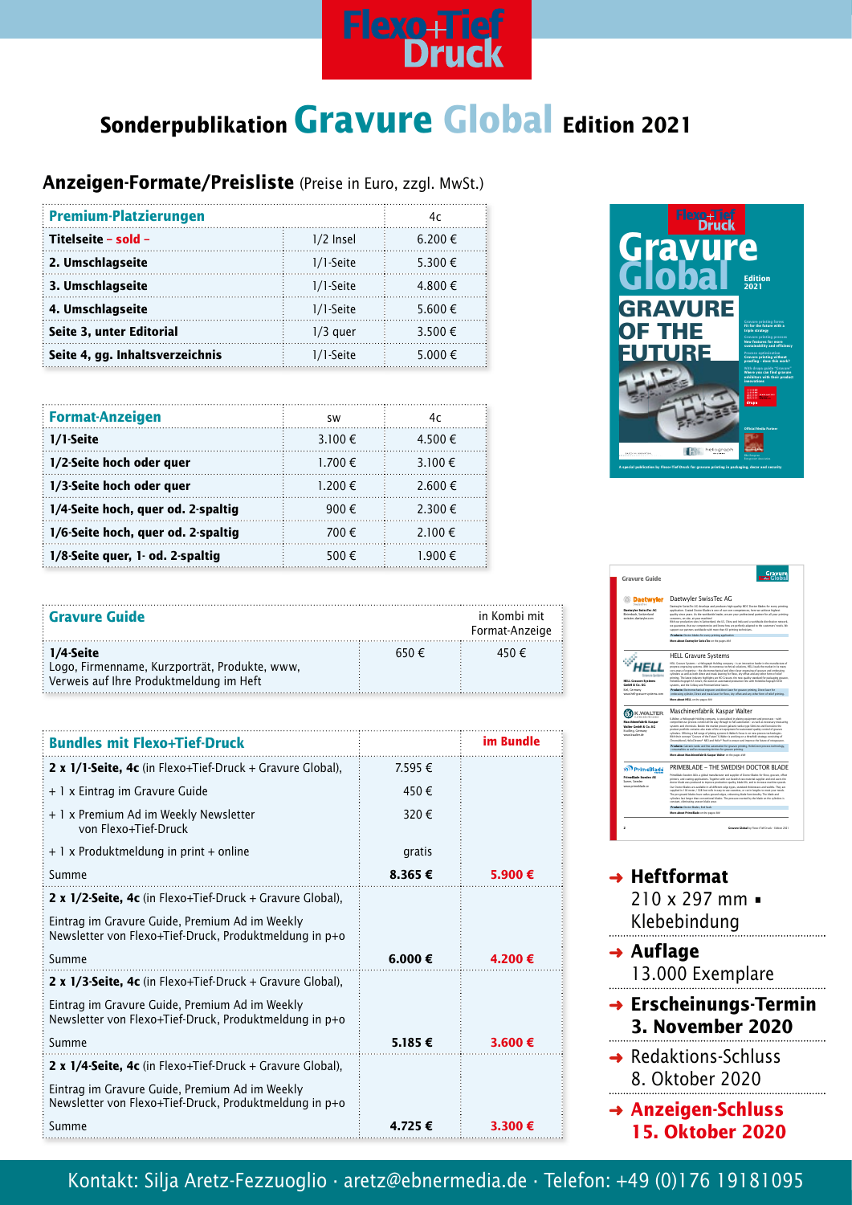# Sonderpublikation Gravure Global Edition 2021

## Anzeigen-Formate/Preisliste (Preise in Euro, zzgl. MwSt.)

| Premium-Platzierungen | | 4c |
|---|---|---|
| **Titelseite – sold –** | 1/2 Insel | 6.200 € |
| **2. Umschlagseite** | 1/1-Seite | 5.300 € |
| **3. Umschlagseite** | 1/1-Seite | 4.800 € |
| **4. Umschlagseite** | 1/1-Seite | 5.600 € |
| **Seite 3, unter Editorial** | 1/3 quer | 3.500 € |
| **Seite 4, gg. Inhaltsverzeichnis** | 1/1-Seite | 5.000 € |

| Format-Anzeigen | sw | 4c |
|---|---|---|
| **1/1-Seite** | 3.100 € | 4.500 € |
| **1/2-Seite hoch oder quer** | 1.700 € | 3.100 € |
| **1/3-Seite hoch oder quer** | 1.200 € | 2.600 € |
| **1/4-Seite hoch, quer od. 2-spaltig** | 900 € | 2.300 € |
| **1/6-Seite hoch, quer od. 2-spaltig** | 700 € | 2.100 € |
| **1/8-Seite quer, 1- od. 2-spaltig** | 500 € | 1.900 € |

| Gravure Guide | | in Kombi mit Format-Anzeige |
|---|---|---|
| **1/4-Seite** Logo, Firmenname, Kurzporträt, Produkte, www, Verweis auf Ihre Produktmeldung im Heft | 650 € | 450 € |

| Bundles mit Flexo+Tief-Druck | | im Bundle |
|---|---|---|
| **2 x 1/1-Seite, 4c** (in Flexo+Tief-Druck + Gravure Global), | 7.595 € | |
| + 1 x Eintrag im Gravure Guide | 450 € | |
| + 1 x Premium Ad im Weekly Newsletter von Flexo+Tief-Druck | 320 € | |
| + 1 x Produktmeldung in print + online | gratis | |
| Summe | **8.365 €** | **5.900 €** |
| **2 x 1/2-Seite, 4c** (in Flexo+Tief-Druck + Gravure Global), | | |
| Eintrag im Gravure Guide, Premium Ad im Weekly Newsletter von Flexo+Tief-Druck, Produktmeldung in p+o | | |
| Summe | **6.000 €** | **4.200 €** |
| **2 x 1/3-Seite, 4c** (in Flexo+Tief-Druck + Gravure Global), | | |
| Eintrag im Gravure Guide, Premium Ad im Weekly Newsletter von Flexo+Tief-Druck, Produktmeldung in p+o | | |
| Summe | **5.185 €** | **3.600 €** |
| **2 x 1/4-Seite, 4c** (in Flexo+Tief-Druck + Gravure Global), | | |
| Eintrag im Gravure Guide, Premium Ad im Weekly Newsletter von Flexo+Tief-Druck, Produktmeldung in p+o | | |
| Summe | **4.725 €** | **3.300 €** |

→ **Heftformat**
210 x 297 mm ▪ Klebebindung

→ **Auflage**
13.000 Exemplare

→ **Erscheinungs-Termin**
**3. November 2020**

→ Redaktions-Schluss
8. Oktober 2020

→ **Anzeigen-Schluss**
**15. Oktober 2020**

Kontakt: Silja Aretz-Fezzuoglio · aretz@ebnermedia.de · Telefon: +49 (0)176 19181095